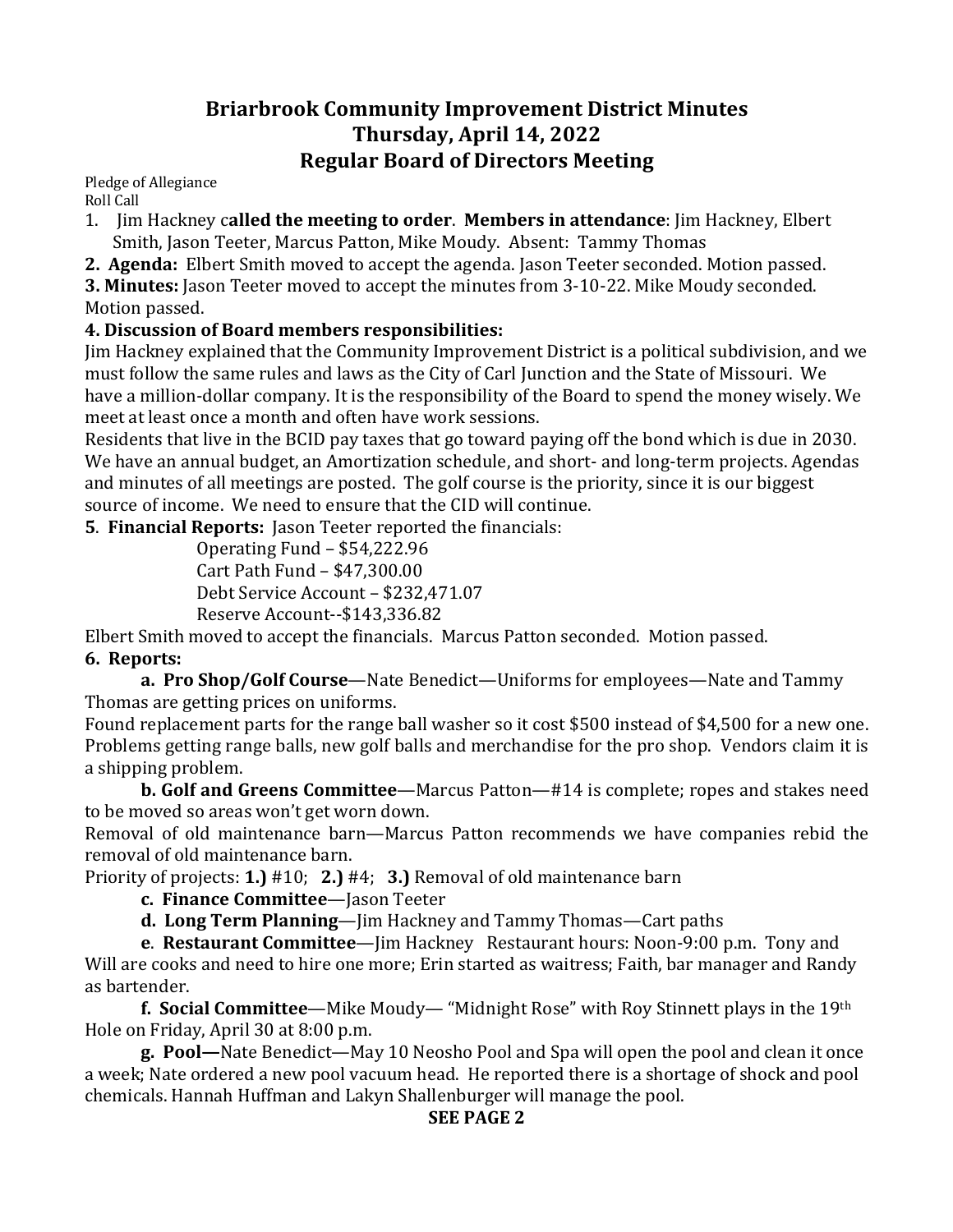# Briarbrook Community Improvement District Minutes
## Thursday, April 14, 2022
## Regular Board of Directors Meeting

Pledge of Allegiance
Roll Call

1. Jim Hackney c**alled the meeting to order**. **Members in attendance**: Jim Hackney, Elbert Smith, Jason Teeter, Marcus Patton, Mike Moudy. Absent: Tammy Thomas

**2. Agenda:** Elbert Smith moved to accept the agenda. Jason Teeter seconded. Motion passed.

**3. Minutes:** Jason Teeter moved to accept the minutes from 3-10-22. Mike Moudy seconded. Motion passed.

**4. Discussion of Board members responsibilities:**

Jim Hackney explained that the Community Improvement District is a political subdivision, and we must follow the same rules and laws as the City of Carl Junction and the State of Missouri. We have a million-dollar company. It is the responsibility of the Board to spend the money wisely. We meet at least once a month and often have work sessions.

Residents that live in the BCID pay taxes that go toward paying off the bond which is due in 2030. We have an annual budget, an Amortization schedule, and short- and long-term projects. Agendas and minutes of all meetings are posted. The golf course is the priority, since it is our biggest source of income. We need to ensure that the CID will continue.

**5**. **Financial Reports:** Jason Teeter reported the financials:

Operating Fund – $54,222.96
Cart Path Fund – $47,300.00
Debt Service Account – $232,471.07
Reserve Account--$143,336.82

Elbert Smith moved to accept the financials. Marcus Patton seconded. Motion passed.

**6. Reports:**

**a. Pro Shop/Golf Course**—Nate Benedict—Uniforms for employees—Nate and Tammy Thomas are getting prices on uniforms.

Found replacement parts for the range ball washer so it cost $500 instead of $4,500 for a new one. Problems getting range balls, new golf balls and merchandise for the pro shop. Vendors claim it is a shipping problem.

**b. Golf and Greens Committee**—Marcus Patton—#14 is complete; ropes and stakes need to be moved so areas won't get worn down.

Removal of old maintenance barn—Marcus Patton recommends we have companies rebid the removal of old maintenance barn.

Priority of projects: **1.)** #10; **2.)** #4; **3.)** Removal of old maintenance barn

**c. Finance Committee**—Jason Teeter

**d. Long Term Planning**—Jim Hackney and Tammy Thomas—Cart paths

**e**. **Restaurant Committee**—Jim Hackney Restaurant hours: Noon-9:00 p.m. Tony and Will are cooks and need to hire one more; Erin started as waitress; Faith, bar manager and Randy as bartender.

**f. Social Committee**—Mike Moudy— "Midnight Rose" with Roy Stinnett plays in the 19th Hole on Friday, April 30 at 8:00 p.m.

**g. Pool—**Nate Benedict—May 10 Neosho Pool and Spa will open the pool and clean it once a week; Nate ordered a new pool vacuum head. He reported there is a shortage of shock and pool chemicals. Hannah Huffman and Lakyn Shallenburger will manage the pool.

**SEE PAGE 2**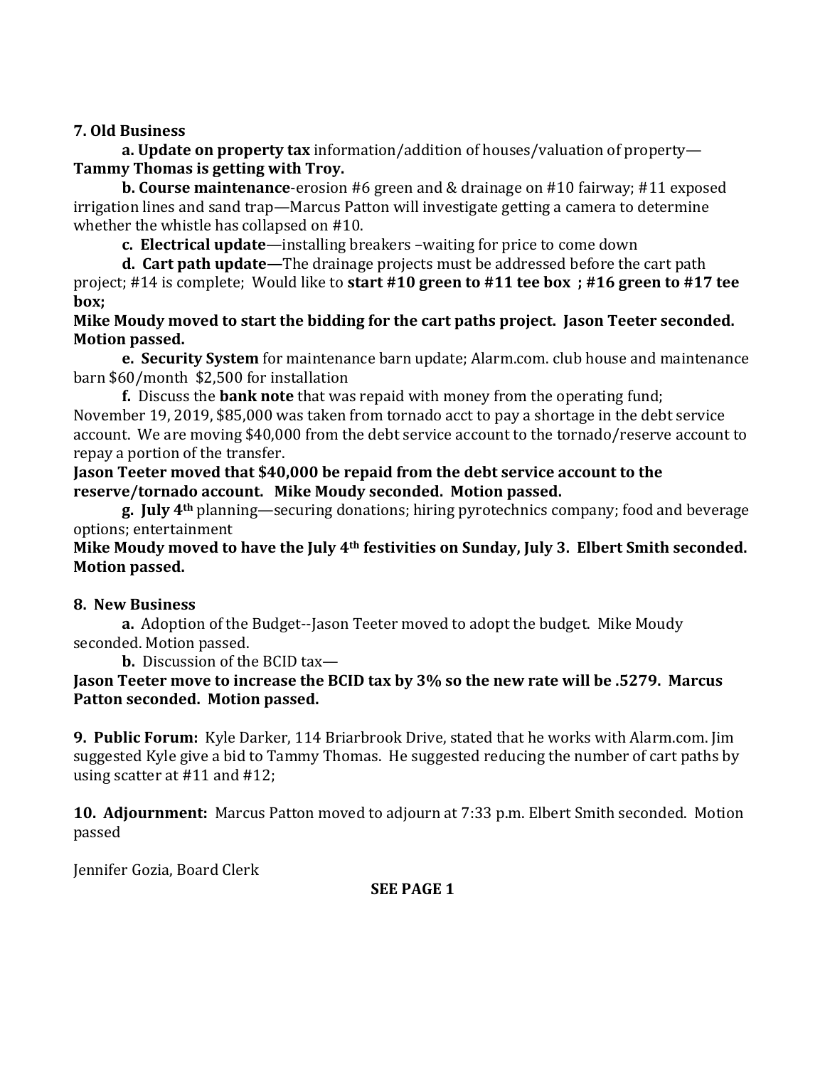**7. Old Business**

**a. Update on property tax** information/addition of houses/valuation of property—**Tammy Thomas is getting with Troy.**

**b. Course maintenance**-erosion #6 green and & drainage on #10 fairway; #11 exposed irrigation lines and sand trap—Marcus Patton will investigate getting a camera to determine whether the whistle has collapsed on #10.

**c. Electrical update**—installing breakers –waiting for price to come down

**d. Cart path update—**The drainage projects must be addressed before the cart path project; #14 is complete; Would like to **start #10 green to #11 tee box ; #16 green to #17 tee box;**

**Mike Moudy moved to start the bidding for the cart paths project. Jason Teeter seconded. Motion passed.**

**e. Security System** for maintenance barn update; Alarm.com. club house and maintenance barn $60/month $2,500 for installation

**f.** Discuss the **bank note** that was repaid with money from the operating fund; November 19, 2019, $85,000 was taken from tornado acct to pay a shortage in the debt service account. We are moving $40,000 from the debt service account to the tornado/reserve account to repay a portion of the transfer.

**Jason Teeter moved that $40,000 be repaid from the debt service account to the reserve/tornado account. Mike Moudy seconded. Motion passed.**

**g. July 4th** planning—securing donations; hiring pyrotechnics company; food and beverage options; entertainment

**Mike Moudy moved to have the July 4th festivities on Sunday, July 3. Elbert Smith seconded. Motion passed.**

**8. New Business**

**a.** Adoption of the Budget--Jason Teeter moved to adopt the budget. Mike Moudy seconded. Motion passed.

**b.** Discussion of the BCID tax—

**Jason Teeter move to increase the BCID tax by 3% so the new rate will be .5279. Marcus Patton seconded. Motion passed.**

**9. Public Forum:** Kyle Darker, 114 Briarbrook Drive, stated that he works with Alarm.com. Jim suggested Kyle give a bid to Tammy Thomas. He suggested reducing the number of cart paths by using scatter at #11 and #12;

**10. Adjournment:** Marcus Patton moved to adjourn at 7:33 p.m. Elbert Smith seconded. Motion passed

Jennifer Gozia, Board Clerk

**SEE PAGE 1**